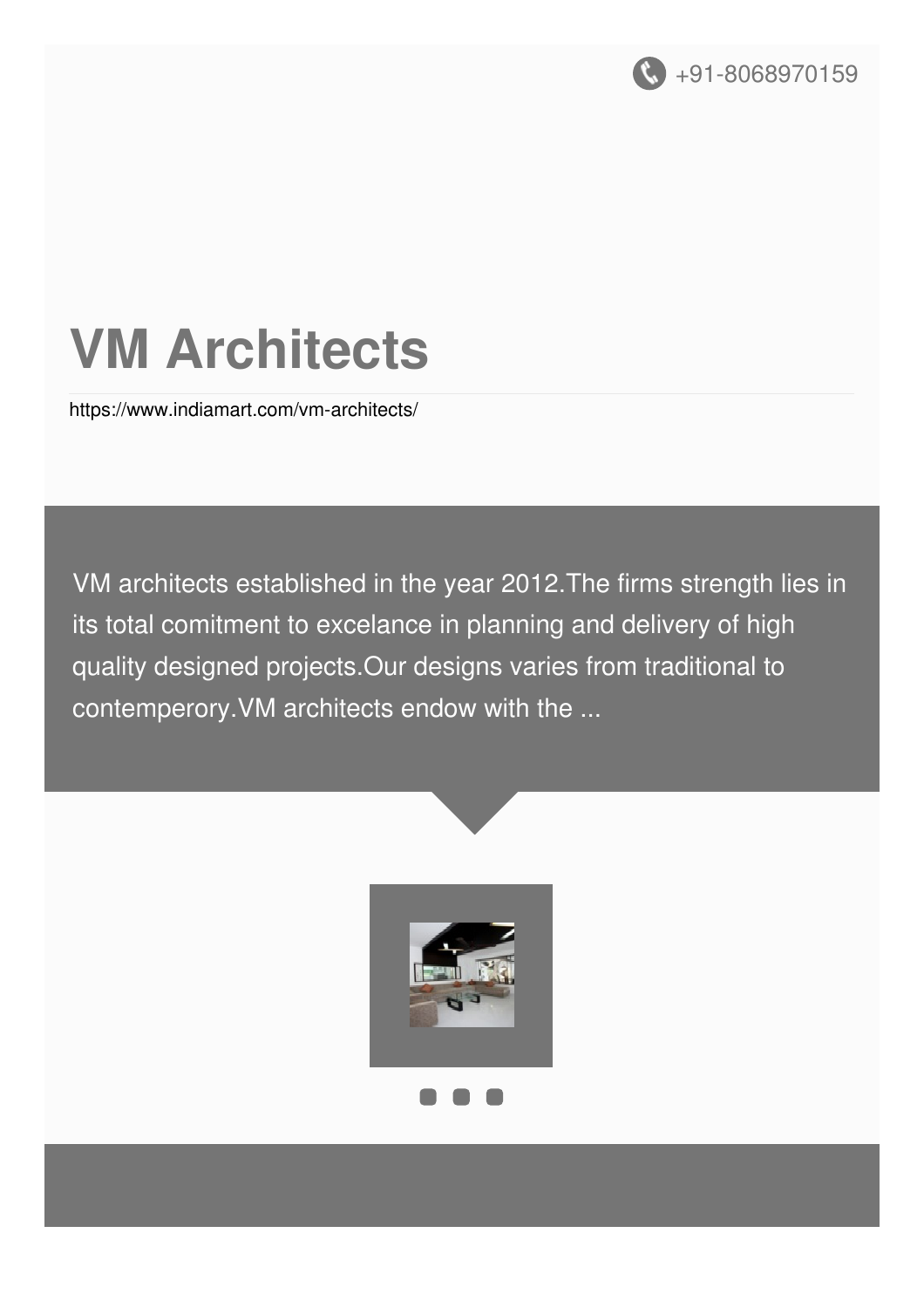+91-8068970159

# VM Architects

https://www.indiamart.com/vm-architects/

VM architects established in the year 2012.The firms strength lies in its total comitment to excelance in planning and delivery of high quality designed projects.Our designs varies from traditional to contemperory.VM architects endow with the ...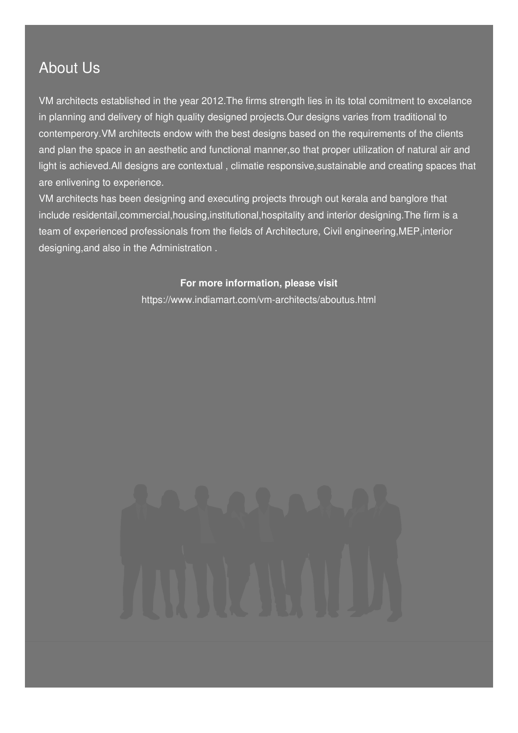## About Us

VM architects established in the year 2012.The firms strength lies in its total comitment to excelance in planning and delivery of high quality designed projects.Our designs varies from traditional to contemperory.VM architects endow with the best designs based on the requirements of the clients and plan the space in an aesthetic and functional manner,so that proper utilization of natural air and light is achieved.All designs are contextual , climatie responsive,sustainable and creating spaces that are enlivening to experience.

VM architects has been designing and executing projects through out kerala and banglore that include residentail,commercial,housing,institutional,hospitality and interior designing.The firm is a team of experienced professionals from the fields of Architecture, Civil engineering,MEP,interior designing,and also in the Administration .

**For more information, please visit**

https://www.indiamart.com/vm-architects/aboutus.html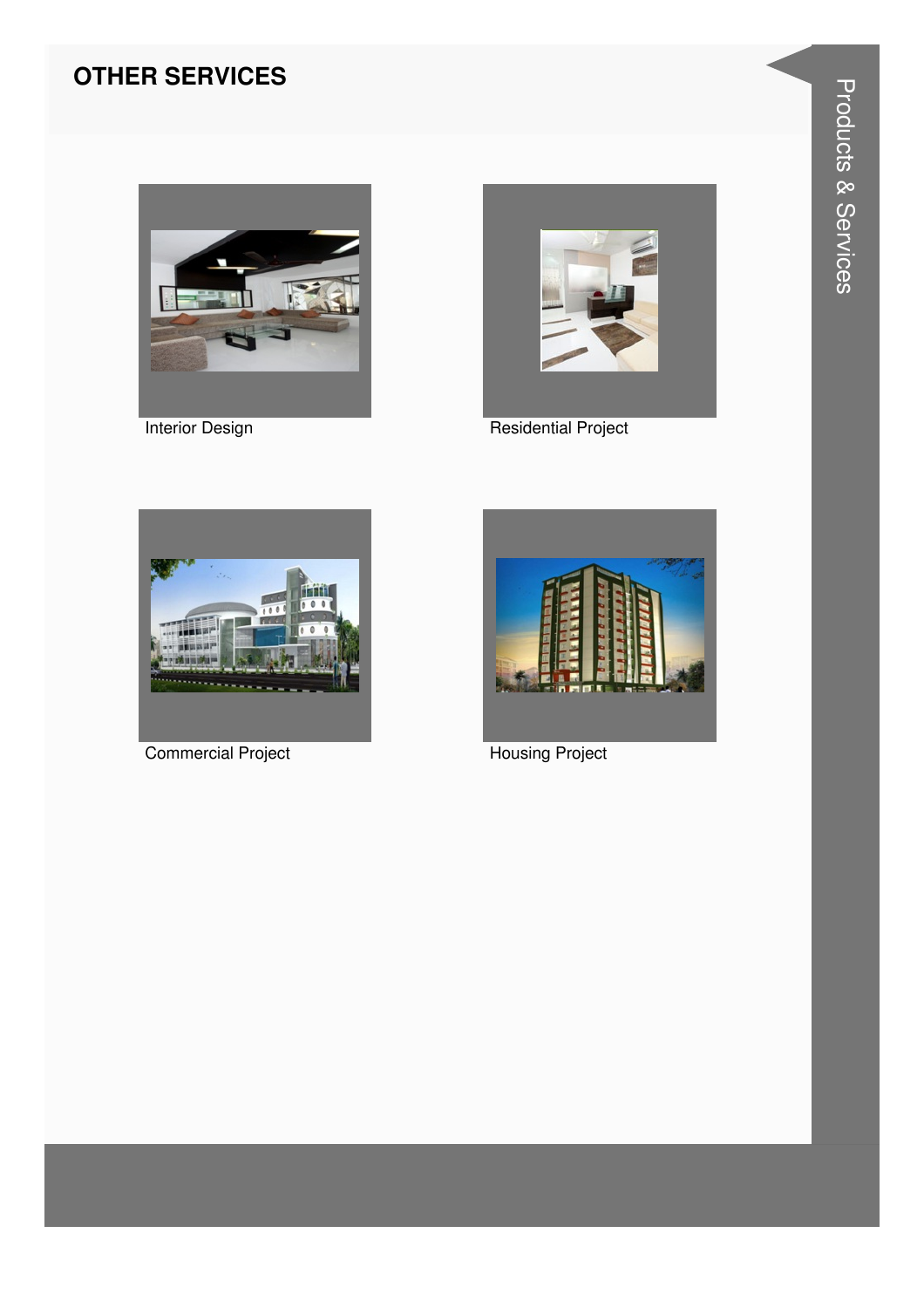## OTHER SERVICES

Interior Design

Residential Project

Commercial Project

Housing Project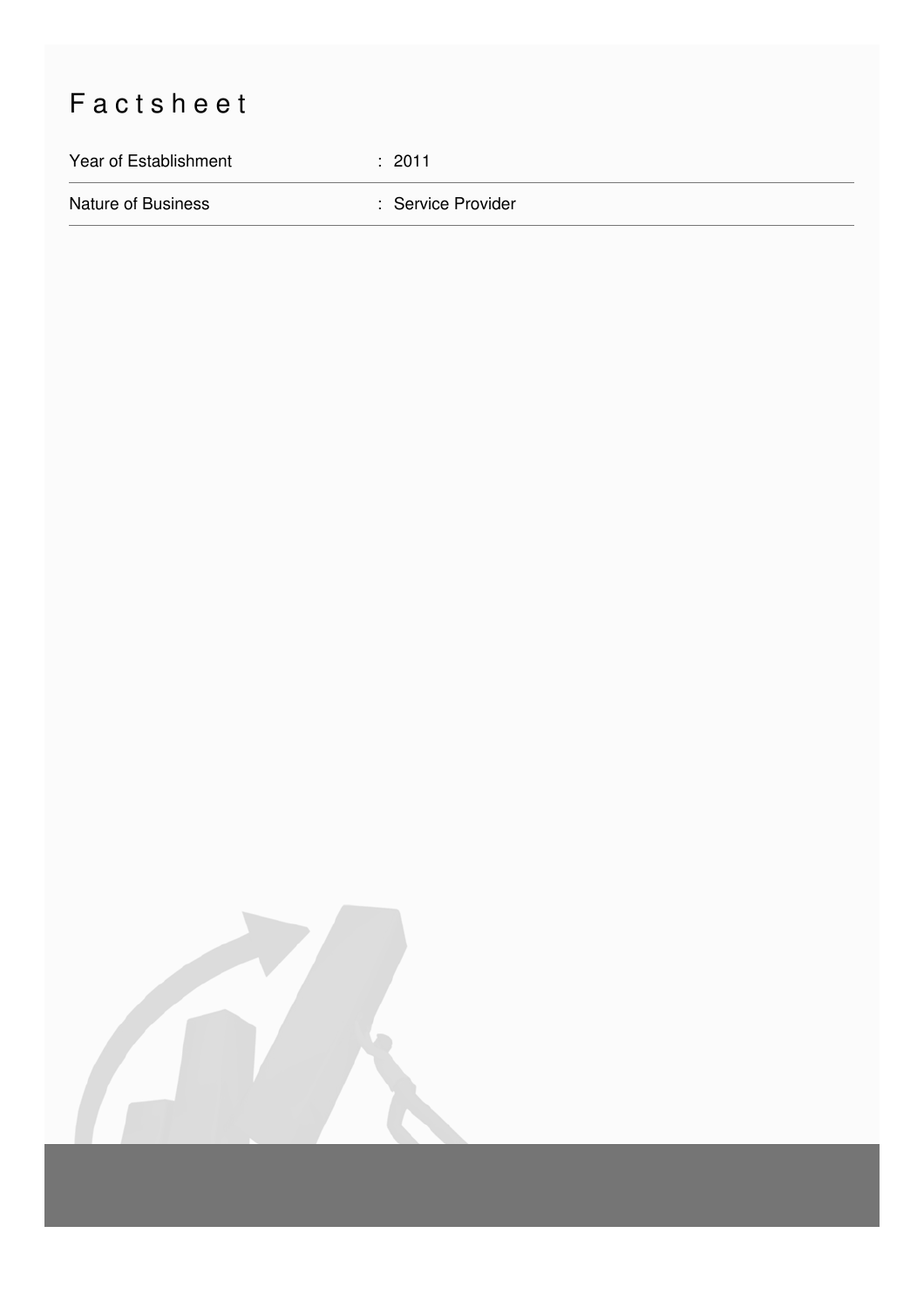# Factsheet

| Year of Establishment | : 2011 |
| --- | --- |
| Nature of Business | : Service Provider |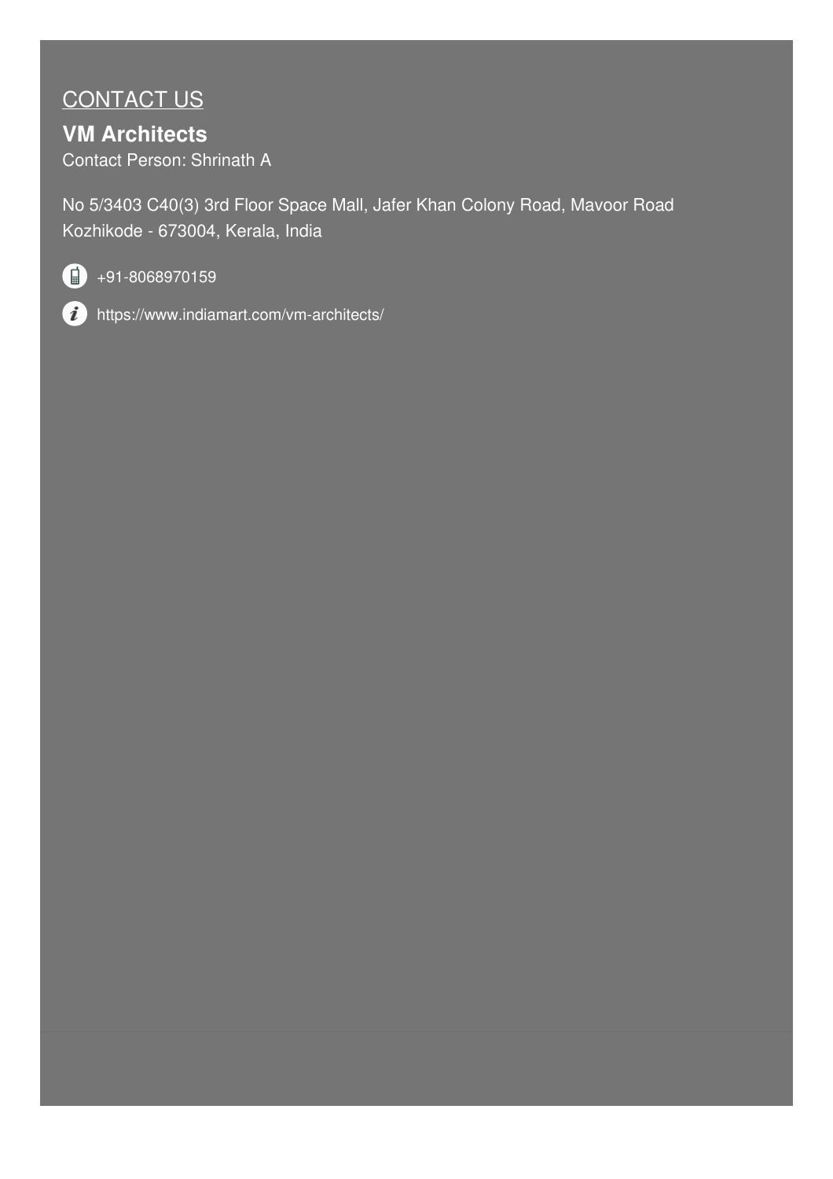## CONTACT US

### VM Architects

Contact Person: Shrinath A

No 5/3403 C40(3) 3rd Floor Space Mall, Jafer Khan Colony Road, Mavoor Road
Kozhikode - 673004, Kerala, India

+91-8068970159

https://www.indiamart.com/vm-architects/